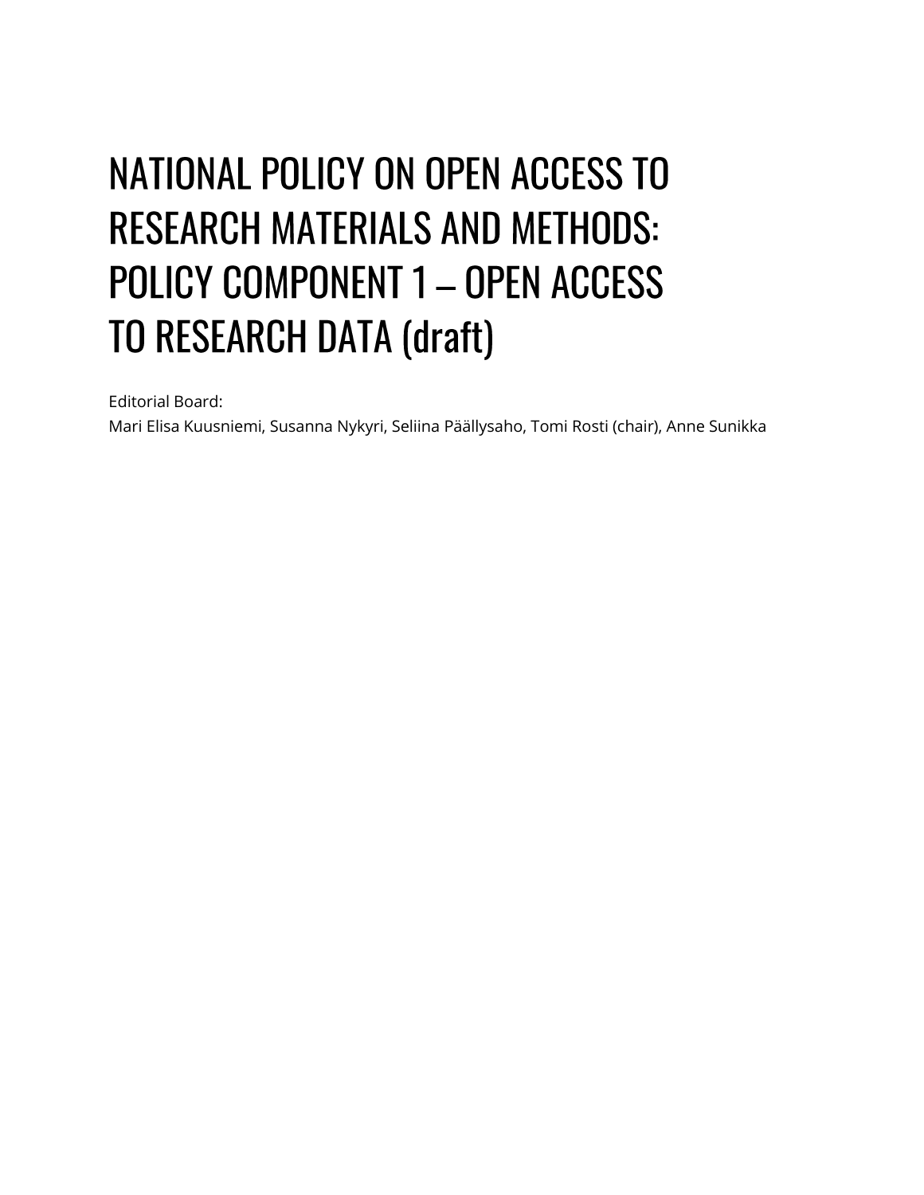# NATIONAL POLICY ON OPEN ACCESS TO RESEARCH MATERIALS AND METHODS: POLICY COMPONENT 1 – OPEN ACCESS TO RESEARCH DATA (draft)

Editorial Board:
Mari Elisa Kuusniemi, Susanna Nykyri, Seliina Päällysaho, Tomi Rosti (chair), Anne Sunikka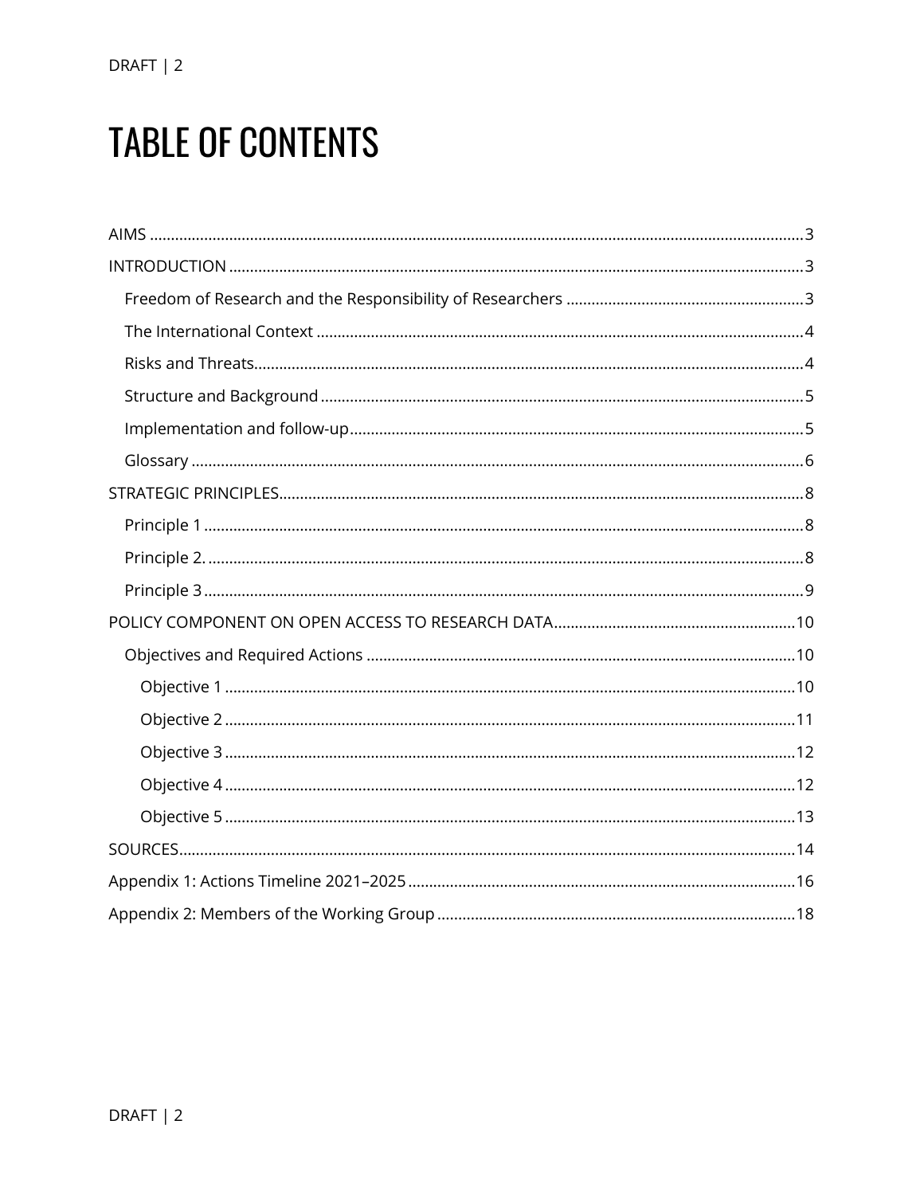# TABLE OF CONTENTS

AIMS ........................................................................................................................................... 3

INTRODUCTION ......................................................................................................................... 3

- Freedom of Research and the Responsibility of Researchers ......................................................... 3
- The International Context .................................................................................................... 4
- Risks and Threats.................................................................................................................. 4
- Structure and Background ................................................................................................... 5
- Implementation and follow-up............................................................................................ 5
- Glossary ................................................................................................................................. 6

STRATEGIC PRINCIPLES............................................................................................................. 8

- Principle 1 .............................................................................................................................. 8
- Principle 2. ............................................................................................................................. 8
- Principle 3 .............................................................................................................................. 9

POLICY COMPONENT ON OPEN ACCESS TO RESEARCH DATA.......................................................... 10

- Objectives and Required Actions ...................................................................................... 10
  - Objective 1 ........................................................................................................................ 10
  - Objective 2 ........................................................................................................................ 11
  - Objective 3 ........................................................................................................................ 12
  - Objective 4 ........................................................................................................................ 12
  - Objective 5 ........................................................................................................................ 13

SOURCES................................................................................................................................... 14

Appendix 1: Actions Timeline 2021–2025 ............................................................................ 16

Appendix 2: Members of the Working Group ..................................................................... 18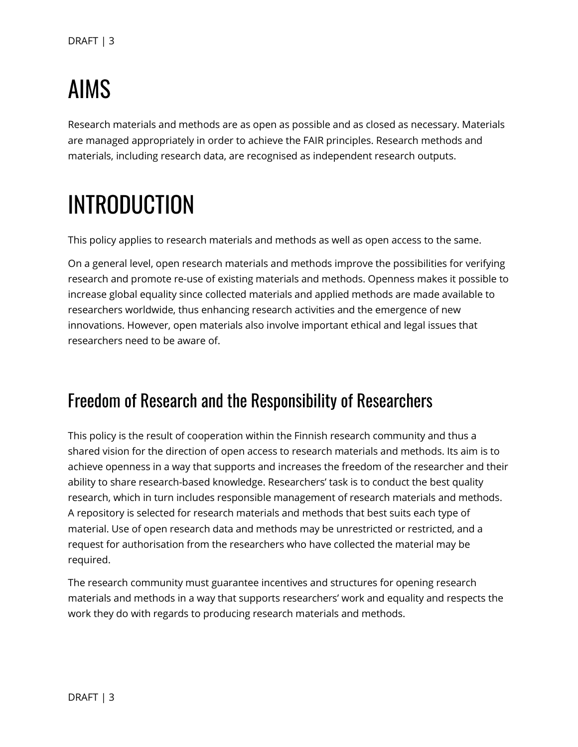# AIMS

Research materials and methods are as open as possible and as closed as necessary. Materials are managed appropriately in order to achieve the FAIR principles. Research methods and materials, including research data, are recognised as independent research outputs.

# INTRODUCTION

This policy applies to research materials and methods as well as open access to the same.

On a general level, open research materials and methods improve the possibilities for verifying research and promote re-use of existing materials and methods. Openness makes it possible to increase global equality since collected materials and applied methods are made available to researchers worldwide, thus enhancing research activities and the emergence of new innovations. However, open materials also involve important ethical and legal issues that researchers need to be aware of.

## Freedom of Research and the Responsibility of Researchers

This policy is the result of cooperation within the Finnish research community and thus a shared vision for the direction of open access to research materials and methods. Its aim is to achieve openness in a way that supports and increases the freedom of the researcher and their ability to share research-based knowledge. Researchers' task is to conduct the best quality research, which in turn includes responsible management of research materials and methods. A repository is selected for research materials and methods that best suits each type of material. Use of open research data and methods may be unrestricted or restricted, and a request for authorisation from the researchers who have collected the material may be required.

The research community must guarantee incentives and structures for opening research materials and methods in a way that supports researchers' work and equality and respects the work they do with regards to producing research materials and methods.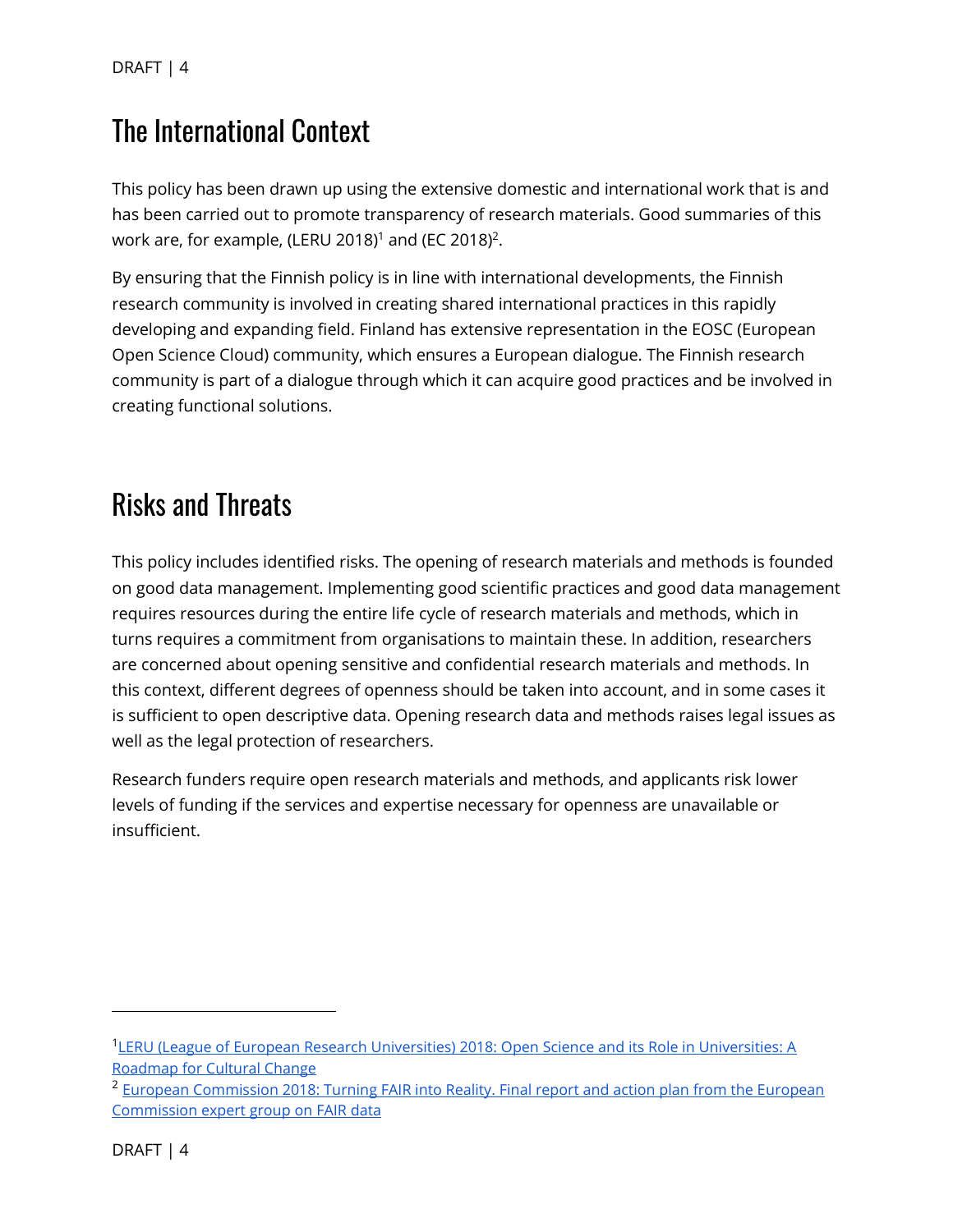## The International Context

This policy has been drawn up using the extensive domestic and international work that is and has been carried out to promote transparency of research materials. Good summaries of this work are, for example, (LERU 2018)[1] and (EC 2018)[2].

By ensuring that the Finnish policy is in line with international developments, the Finnish research community is involved in creating shared international practices in this rapidly developing and expanding field. Finland has extensive representation in the EOSC (European Open Science Cloud) community, which ensures a European dialogue. The Finnish research community is part of a dialogue through which it can acquire good practices and be involved in creating functional solutions.

## Risks and Threats

This policy includes identified risks. The opening of research materials and methods is founded on good data management. Implementing good scientific practices and good data management requires resources during the entire life cycle of research materials and methods, which in turns requires a commitment from organisations to maintain these. In addition, researchers are concerned about opening sensitive and confidential research materials and methods. In this context, different degrees of openness should be taken into account, and in some cases it is sufficient to open descriptive data. Opening research data and methods raises legal issues as well as the legal protection of researchers.

Research funders require open research materials and methods, and applicants risk lower levels of funding if the services and expertise necessary for openness are unavailable or insufficient.

---

[1] LERU (League of European Research Universities) 2018: Open Science and its Role in Universities: A Roadmap for Cultural Change

[2] European Commission 2018: Turning FAIR into Reality. Final report and action plan from the European Commission expert group on FAIR data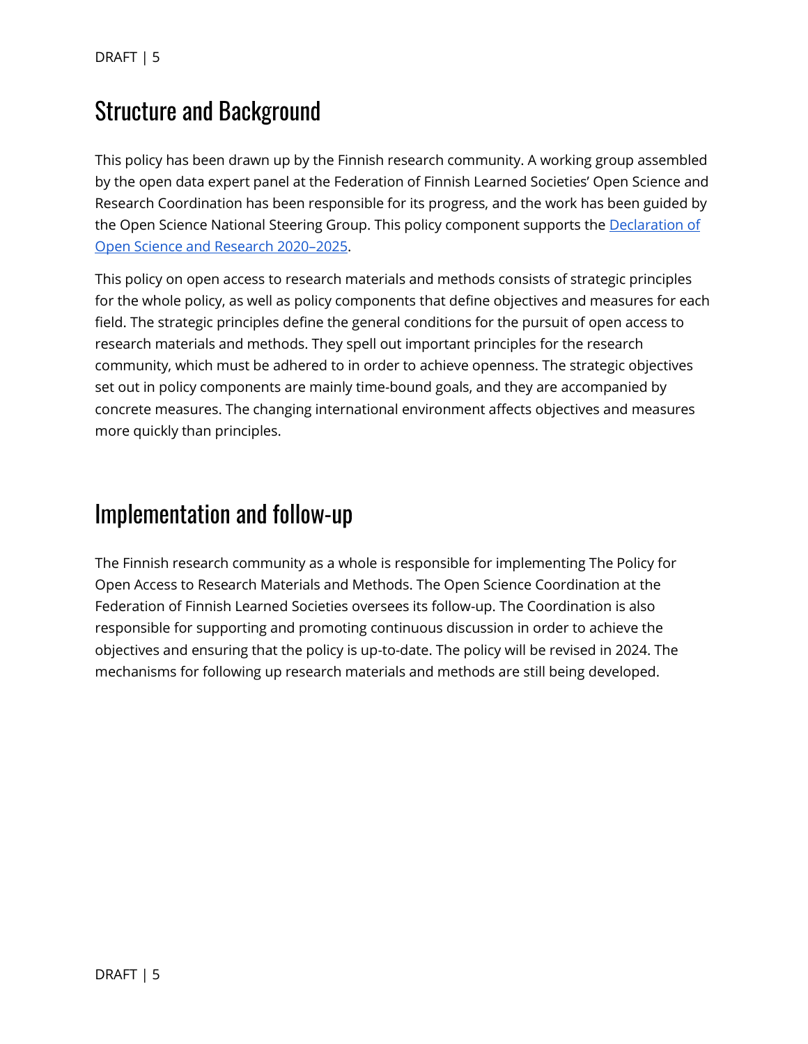## Structure and Background

This policy has been drawn up by the Finnish research community. A working group assembled by the open data expert panel at the Federation of Finnish Learned Societies' Open Science and Research Coordination has been responsible for its progress, and the work has been guided by the Open Science National Steering Group. This policy component supports the [Declaration of Open Science and Research 2020–2025]().

This policy on open access to research materials and methods consists of strategic principles for the whole policy, as well as policy components that define objectives and measures for each field. The strategic principles define the general conditions for the pursuit of open access to research materials and methods. They spell out important principles for the research community, which must be adhered to in order to achieve openness. The strategic objectives set out in policy components are mainly time-bound goals, and they are accompanied by concrete measures. The changing international environment affects objectives and measures more quickly than principles.

## Implementation and follow-up

The Finnish research community as a whole is responsible for implementing The Policy for Open Access to Research Materials and Methods. The Open Science Coordination at the Federation of Finnish Learned Societies oversees its follow-up. The Coordination is also responsible for supporting and promoting continuous discussion in order to achieve the objectives and ensuring that the policy is up-to-date. The policy will be revised in 2024. The mechanisms for following up research materials and methods are still being developed.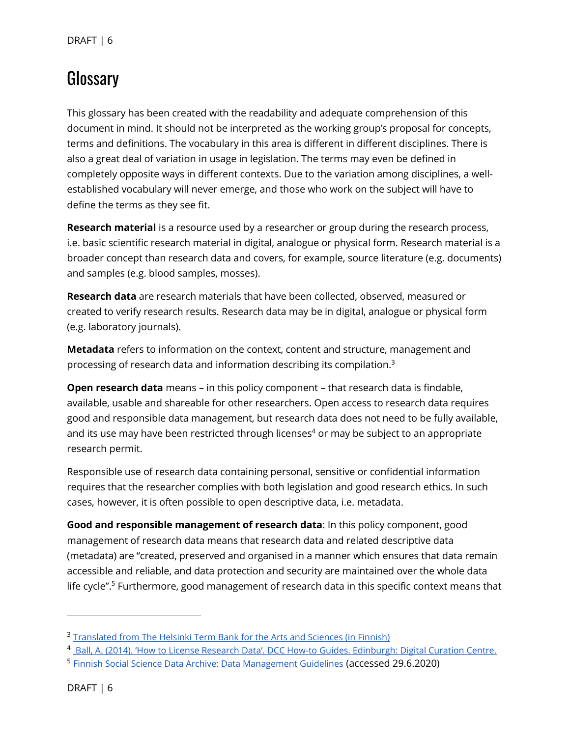# Glossary

This glossary has been created with the readability and adequate comprehension of this document in mind. It should not be interpreted as the working group's proposal for concepts, terms and definitions. The vocabulary in this area is different in different disciplines. There is also a great deal of variation in usage in legislation. The terms may even be defined in completely opposite ways in different contexts. Due to the variation among disciplines, a well-established vocabulary will never emerge, and those who work on the subject will have to define the terms as they see fit.

**Research material** is a resource used by a researcher or group during the research process, i.e. basic scientific research material in digital, analogue or physical form. Research material is a broader concept than research data and covers, for example, source literature (e.g. documents) and samples (e.g. blood samples, mosses).

**Research data** are research materials that have been collected, observed, measured or created to verify research results. Research data may be in digital, analogue or physical form (e.g. laboratory journals).

**Metadata** refers to information on the context, content and structure, management and processing of research data and information describing its compilation.[3]

**Open research data** means – in this policy component – that research data is findable, available, usable and shareable for other researchers. Open access to research data requires good and responsible data management, but research data does not need to be fully available, and its use may have been restricted through licenses[4] or may be subject to an appropriate research permit.

Responsible use of research data containing personal, sensitive or confidential information requires that the researcher complies with both legislation and good research ethics. In such cases, however, it is often possible to open descriptive data, i.e. metadata.

**Good and responsible management of research data**: In this policy component, good management of research data means that research data and related descriptive data (metadata) are "created, preserved and organised in a manner which ensures that data remain accessible and reliable, and data protection and security are maintained over the whole data life cycle".[5] Furthermore, good management of research data in this specific context means that

---

[3] Translated from The Helsinki Term Bank for the Arts and Sciences (in Finnish)

[4] Ball, A. (2014). 'How to License Research Data'. DCC How-to Guides. Edinburgh: Digital Curation Centre.

[5] Finnish Social Science Data Archive: Data Management Guidelines (accessed 29.6.2020)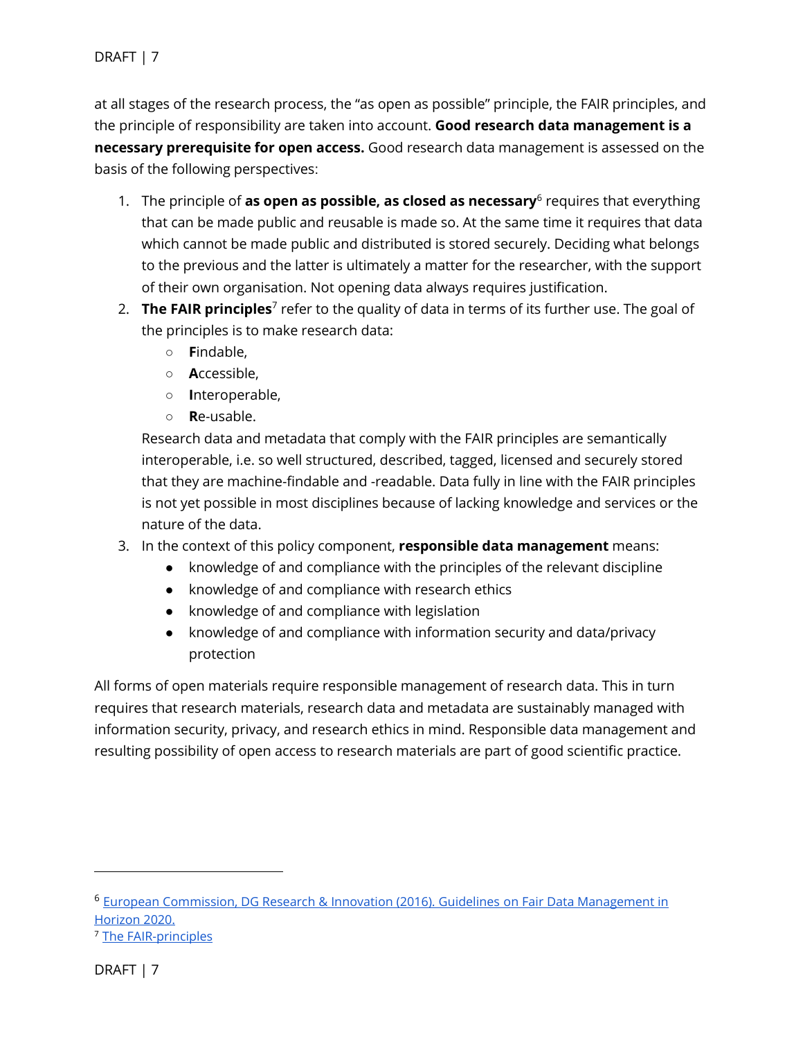at all stages of the research process, the “as open as possible” principle, the FAIR principles, and the principle of responsibility are taken into account. **Good research data management is a necessary prerequisite for open access.** Good research data management is assessed on the basis of the following perspectives:

1. The principle of **as open as possible, as closed as necessary**[6] requires that everything that can be made public and reusable is made so. At the same time it requires that data which cannot be made public and distributed is stored securely. Deciding what belongs to the previous and the latter is ultimately a matter for the researcher, with the support of their own organisation. Not opening data always requires justification.
2. **The FAIR principles**[7] refer to the quality of data in terms of its further use. The goal of the principles is to make research data:
   - **F**indable,
   - **A**ccessible,
   - **I**nteroperable,
   - **R**e-usable.

   Research data and metadata that comply with the FAIR principles are semantically interoperable, i.e. so well structured, described, tagged, licensed and securely stored that they are machine-findable and -readable. Data fully in line with the FAIR principles is not yet possible in most disciplines because of lacking knowledge and services or the nature of the data.
3. In the context of this policy component, **responsible data management** means:
   - knowledge of and compliance with the principles of the relevant discipline
   - knowledge of and compliance with research ethics
   - knowledge of and compliance with legislation
   - knowledge of and compliance with information security and data/privacy protection

All forms of open materials require responsible management of research data. This in turn requires that research materials, research data and metadata are sustainably managed with information security, privacy, and research ethics in mind. Responsible data management and resulting possibility of open access to research materials are part of good scientific practice.

[6] European Commission, DG Research & Innovation (2016). Guidelines on Fair Data Management in Horizon 2020.

[7] The FAIR-principles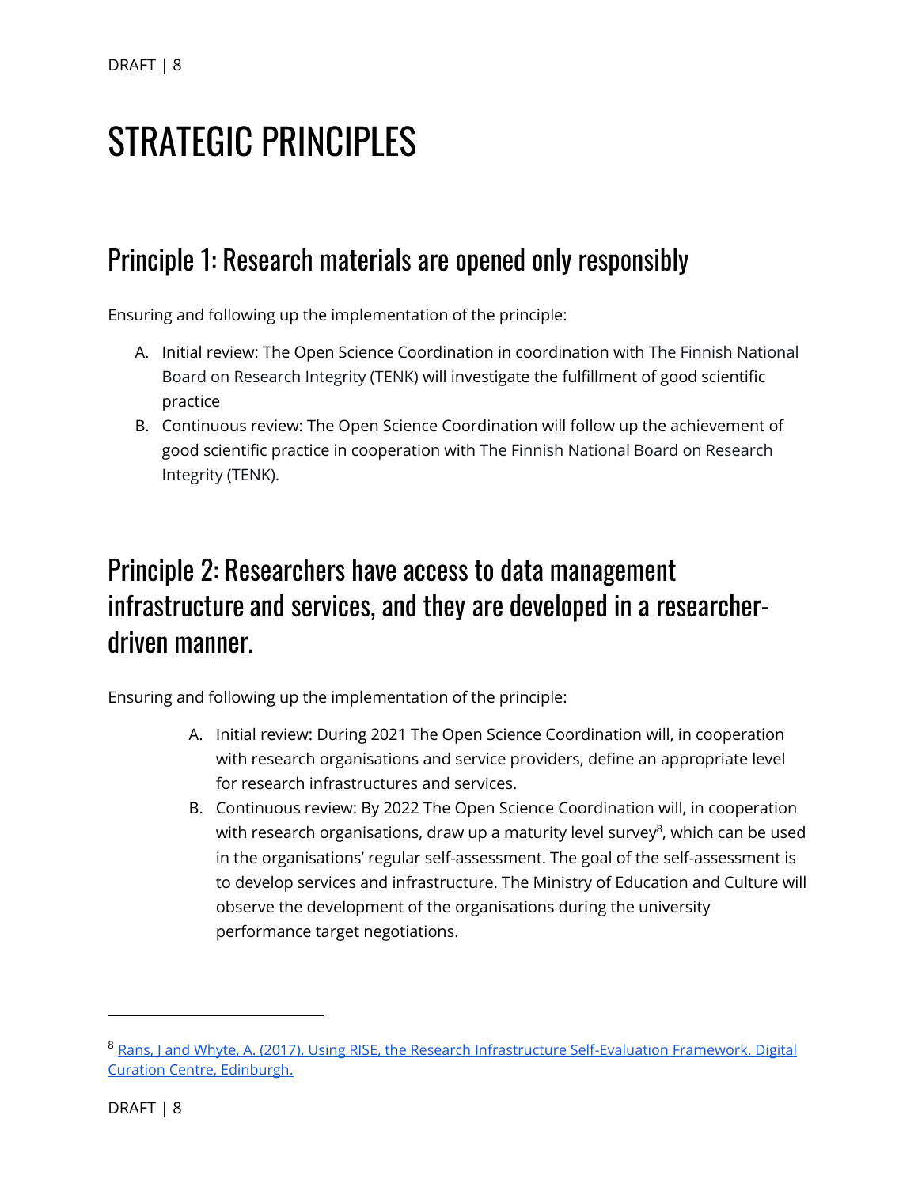# STRATEGIC PRINCIPLES

## Principle 1: Research materials are opened only responsibly

Ensuring and following up the implementation of the principle:

A. Initial review: The Open Science Coordination in coordination with The Finnish National Board on Research Integrity (TENK) will investigate the fulfillment of good scientific practice
B. Continuous review: The Open Science Coordination will follow up the achievement of good scientific practice in cooperation with The Finnish National Board on Research Integrity (TENK).

## Principle 2: Researchers have access to data management infrastructure and services, and they are developed in a researcher-driven manner.

Ensuring and following up the implementation of the principle:

A. Initial review: During 2021 The Open Science Coordination will, in cooperation with research organisations and service providers, define an appropriate level for research infrastructures and services.
B. Continuous review: By 2022 The Open Science Coordination will, in cooperation with research organisations, draw up a maturity level survey[8], which can be used in the organisations' regular self-assessment. The goal of the self-assessment is to develop services and infrastructure. The Ministry of Education and Culture will observe the development of the organisations during the university performance target negotiations.

---

[8] Rans, J and Whyte, A. (2017). Using RISE, the Research Infrastructure Self-Evaluation Framework. Digital Curation Centre, Edinburgh.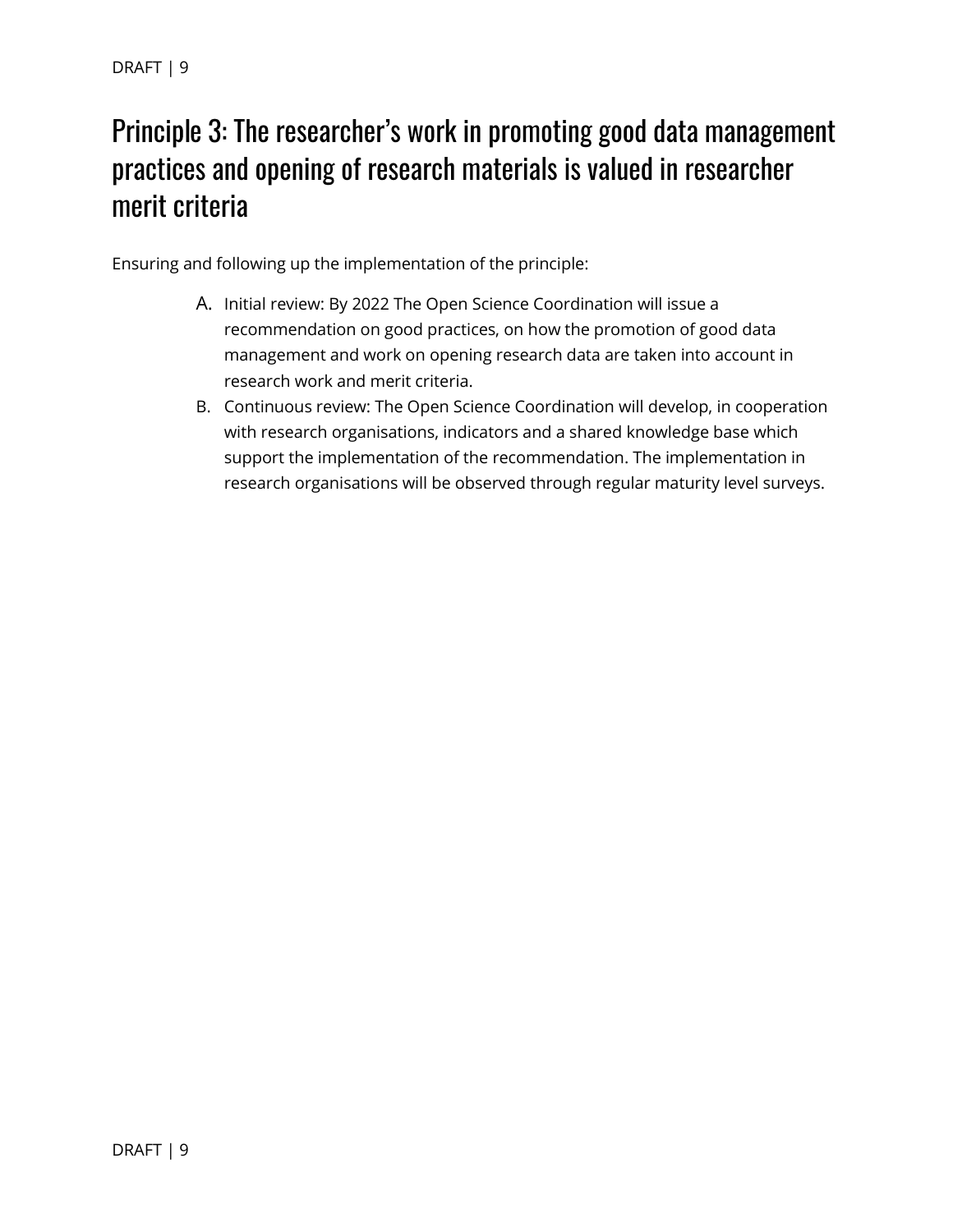# Principle 3: The researcher's work in promoting good data management practices and opening of research materials is valued in researcher merit criteria

Ensuring and following up the implementation of the principle:

A. Initial review: By 2022 The Open Science Coordination will issue a recommendation on good practices, on how the promotion of good data management and work on opening research data are taken into account in research work and merit criteria.
B. Continuous review: The Open Science Coordination will develop, in cooperation with research organisations, indicators and a shared knowledge base which support the implementation of the recommendation. The implementation in research organisations will be observed through regular maturity level surveys.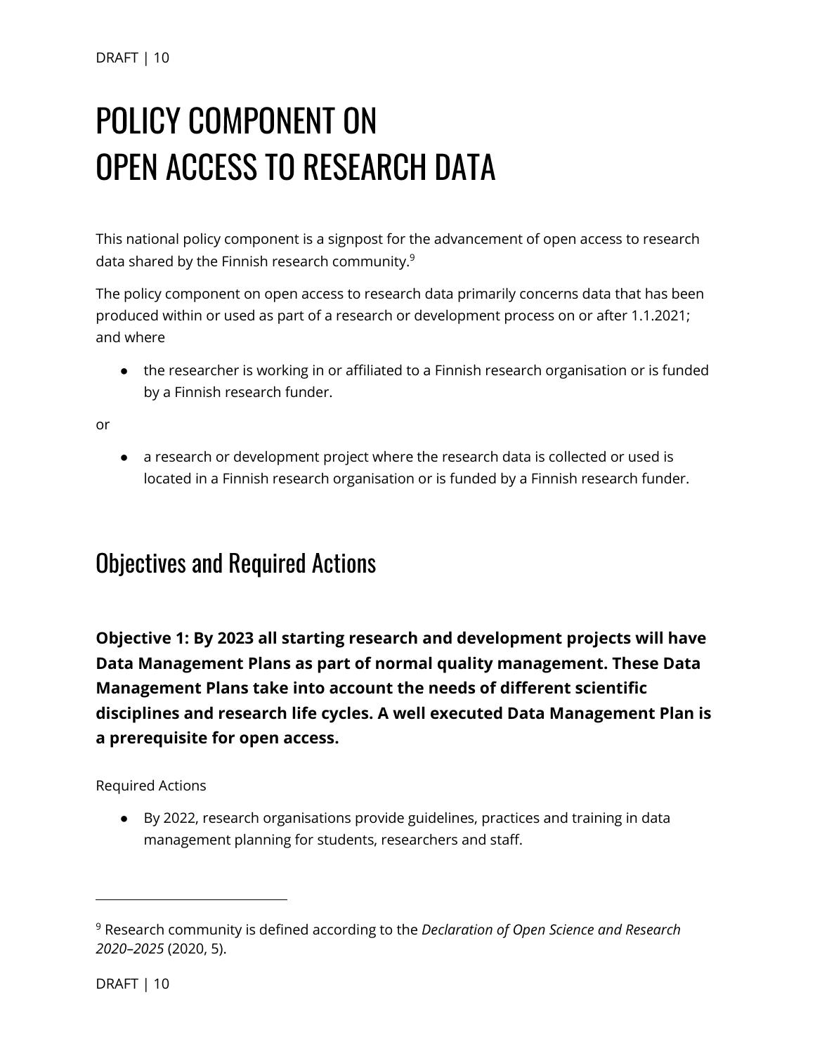# POLICY COMPONENT ON OPEN ACCESS TO RESEARCH DATA

This national policy component is a signpost for the advancement of open access to research data shared by the Finnish research community.[9]

The policy component on open access to research data primarily concerns data that has been produced within or used as part of a research or development process on or after 1.1.2021; and where

- the researcher is working in or affiliated to a Finnish research organisation or is funded by a Finnish research funder.

or

- a research or development project where the research data is collected or used is located in a Finnish research organisation or is funded by a Finnish research funder.

## Objectives and Required Actions

**Objective 1: By 2023 all starting research and development projects will have Data Management Plans as part of normal quality management. These Data Management Plans take into account the needs of different scientific disciplines and research life cycles. A well executed Data Management Plan is a prerequisite for open access.**

Required Actions

- By 2022, research organisations provide guidelines, practices and training in data management planning for students, researchers and staff.

---

[9] Research community is defined according to the *Declaration of Open Science and Research 2020–2025* (2020, 5).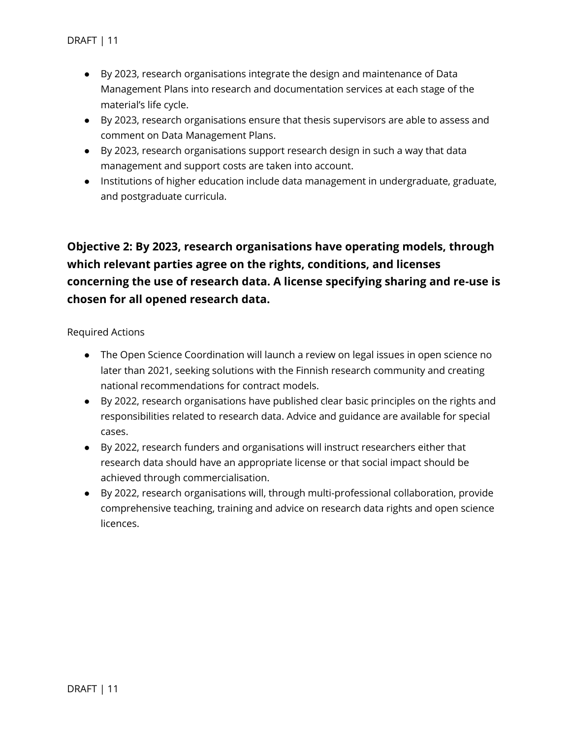- By 2023, research organisations integrate the design and maintenance of Data Management Plans into research and documentation services at each stage of the material's life cycle.
- By 2023, research organisations ensure that thesis supervisors are able to assess and comment on Data Management Plans.
- By 2023, research organisations support research design in such a way that data management and support costs are taken into account.
- Institutions of higher education include data management in undergraduate, graduate, and postgraduate curricula.

### Objective 2: By 2023, research organisations have operating models, through which relevant parties agree on the rights, conditions, and licenses concerning the use of research data. A license specifying sharing and re-use is chosen for all opened research data.

Required Actions

- The Open Science Coordination will launch a review on legal issues in open science no later than 2021, seeking solutions with the Finnish research community and creating national recommendations for contract models.
- By 2022, research organisations have published clear basic principles on the rights and responsibilities related to research data. Advice and guidance are available for special cases.
- By 2022, research funders and organisations will instruct researchers either that research data should have an appropriate license or that social impact should be achieved through commercialisation.
- By 2022, research organisations will, through multi-professional collaboration, provide comprehensive teaching, training and advice on research data rights and open science licences.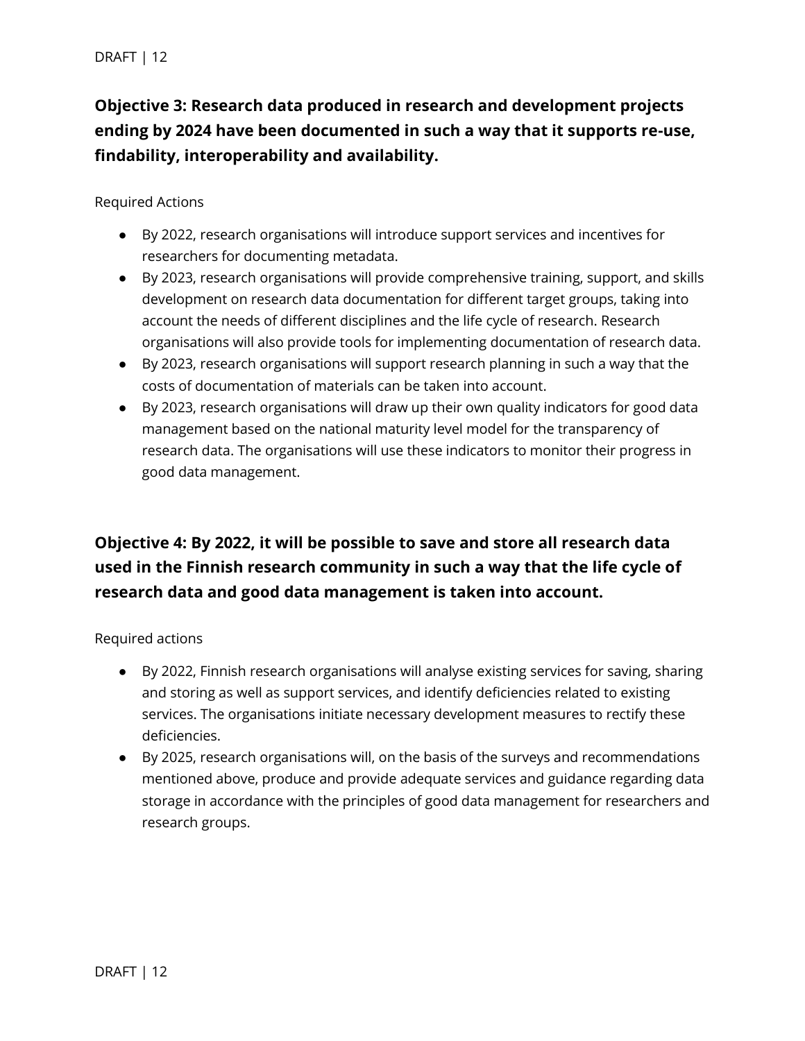### Objective 3: Research data produced in research and development projects ending by 2024 have been documented in such a way that it supports re-use, findability, interoperability and availability.

Required Actions

- By 2022, research organisations will introduce support services and incentives for researchers for documenting metadata.
- By 2023, research organisations will provide comprehensive training, support, and skills development on research data documentation for different target groups, taking into account the needs of different disciplines and the life cycle of research. Research organisations will also provide tools for implementing documentation of research data.
- By 2023, research organisations will support research planning in such a way that the costs of documentation of materials can be taken into account.
- By 2023, research organisations will draw up their own quality indicators for good data management based on the national maturity level model for the transparency of research data. The organisations will use these indicators to monitor their progress in good data management.

### Objective 4: By 2022, it will be possible to save and store all research data used in the Finnish research community in such a way that the life cycle of research data and good data management is taken into account.

Required actions

- By 2022, Finnish research organisations will analyse existing services for saving, sharing and storing as well as support services, and identify deficiencies related to existing services. The organisations initiate necessary development measures to rectify these deficiencies.
- By 2025, research organisations will, on the basis of the surveys and recommendations mentioned above, produce and provide adequate services and guidance regarding data storage in accordance with the principles of good data management for researchers and research groups.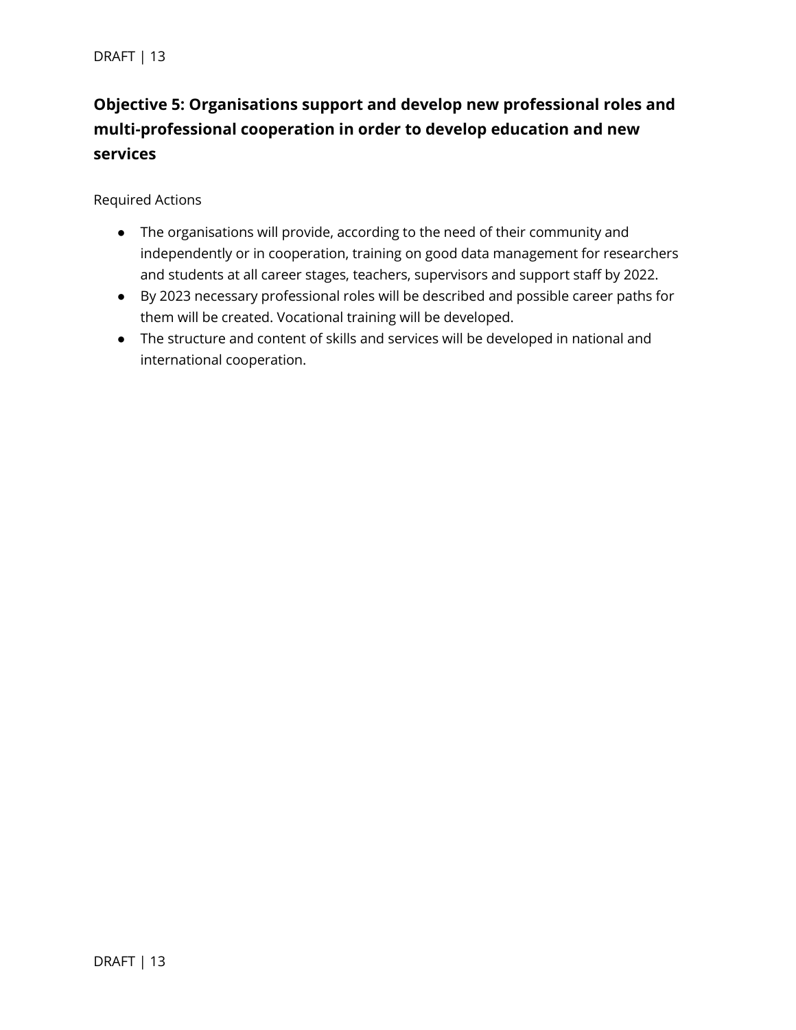### Objective 5: Organisations support and develop new professional roles and multi-professional cooperation in order to develop education and new services

Required Actions

- The organisations will provide, according to the need of their community and independently or in cooperation, training on good data management for researchers and students at all career stages, teachers, supervisors and support staff by 2022.
- By 2023 necessary professional roles will be described and possible career paths for them will be created. Vocational training will be developed.
- The structure and content of skills and services will be developed in national and international cooperation.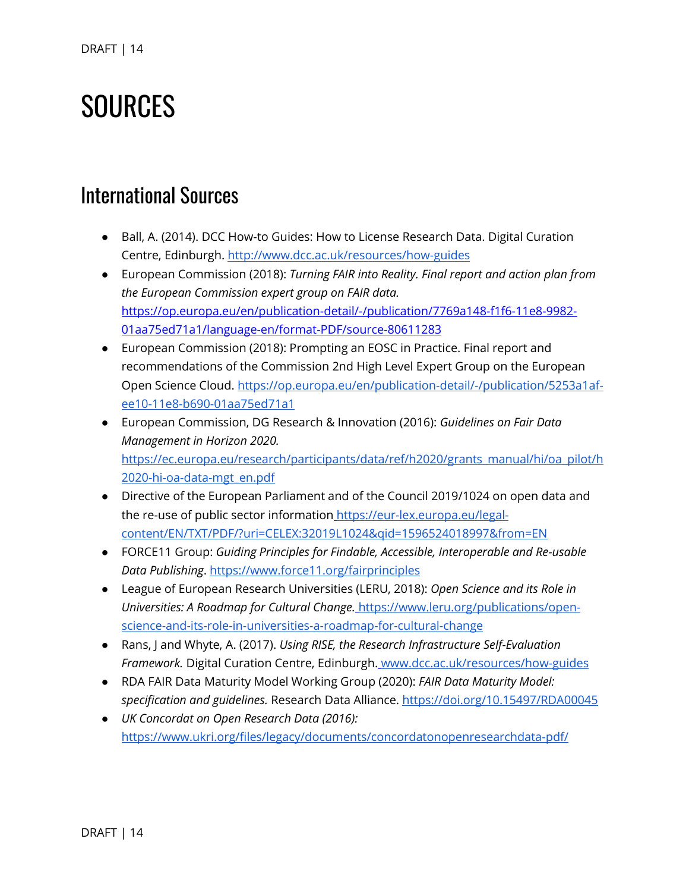# SOURCES

## International Sources

- Ball, A. (2014). DCC How-to Guides: How to License Research Data. Digital Curation Centre, Edinburgh. http://www.dcc.ac.uk/resources/how-guides
- European Commission (2018): *Turning FAIR into Reality. Final report and action plan from the European Commission expert group on FAIR data.* https://op.europa.eu/en/publication-detail/-/publication/7769a148-f1f6-11e8-9982-01aa75ed71a1/language-en/format-PDF/source-80611283
- European Commission (2018): Prompting an EOSC in Practice. Final report and recommendations of the Commission 2nd High Level Expert Group on the European Open Science Cloud. https://op.europa.eu/en/publication-detail/-/publication/5253a1af-ee10-11e8-b690-01aa75ed71a1
- European Commission, DG Research & Innovation (2016): *Guidelines on Fair Data Management in Horizon 2020.* https://ec.europa.eu/research/participants/data/ref/h2020/grants_manual/hi/oa_pilot/h2020-hi-oa-data-mgt_en.pdf
- Directive of the European Parliament and of the Council 2019/1024 on open data and the re-use of public sector information https://eur-lex.europa.eu/legal-content/EN/TXT/PDF/?uri=CELEX:32019L1024&qid=1596524018997&from=EN
- FORCE11 Group: *Guiding Principles for Findable, Accessible, Interoperable and Re-usable Data Publishing*. https://www.force11.org/fairprinciples
- League of European Research Universities (LERU, 2018): *Open Science and its Role in Universities: A Roadmap for Cultural Change.* https://www.leru.org/publications/open-science-and-its-role-in-universities-a-roadmap-for-cultural-change
- Rans, J and Whyte, A. (2017). *Using RISE, the Research Infrastructure Self-Evaluation Framework.* Digital Curation Centre, Edinburgh. www.dcc.ac.uk/resources/how-guides
- RDA FAIR Data Maturity Model Working Group (2020): *FAIR Data Maturity Model: specification and guidelines.* Research Data Alliance. https://doi.org/10.15497/RDA00045
- *UK Concordat on Open Research Data (2016):* https://www.ukri.org/files/legacy/documents/concordatonopenresearchdata-pdf/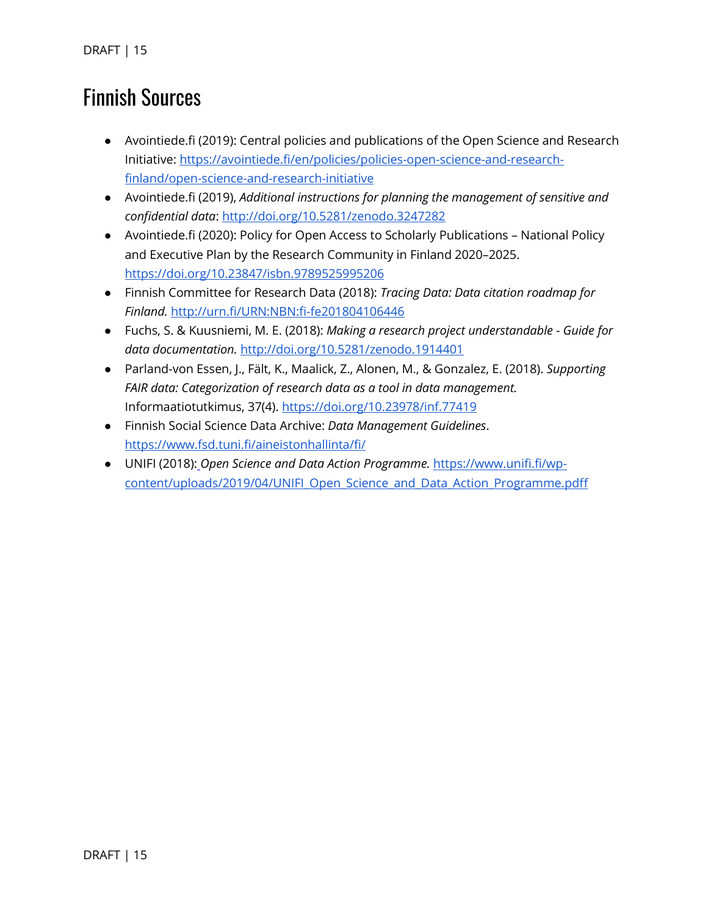# Finnish Sources

- Avointiede.fi (2019): Central policies and publications of the Open Science and Research Initiative: https://avointiede.fi/en/policies/policies-open-science-and-research-finland/open-science-and-research-initiative
- Avointiede.fi (2019), *Additional instructions for planning the management of sensitive and confidential data*: http://doi.org/10.5281/zenodo.3247282
- Avointiede.fi (2020): Policy for Open Access to Scholarly Publications – National Policy and Executive Plan by the Research Community in Finland 2020–2025. https://doi.org/10.23847/isbn.9789525995206
- Finnish Committee for Research Data (2018): *Tracing Data: Data citation roadmap for Finland.* http://urn.fi/URN:NBN:fi-fe201804106446
- Fuchs, S. & Kuusniemi, M. E. (2018): *Making a research project understandable - Guide for data documentation.* http://doi.org/10.5281/zenodo.1914401
- Parland-von Essen, J., Fält, K., Maalick, Z., Alonen, M., & Gonzalez, E. (2018). *Supporting FAIR data: Categorization of research data as a tool in data management.* Informaatiotutkimus, 37(4). https://doi.org/10.23978/inf.77419
- Finnish Social Science Data Archive: *Data Management Guidelines*. https://www.fsd.tuni.fi/aineistonhallinta/fi/
- UNIFI (2018): *Open Science and Data Action Programme.* https://www.unifi.fi/wp-content/uploads/2019/04/UNIFI_Open_Science_and_Data_Action_Programme.pdff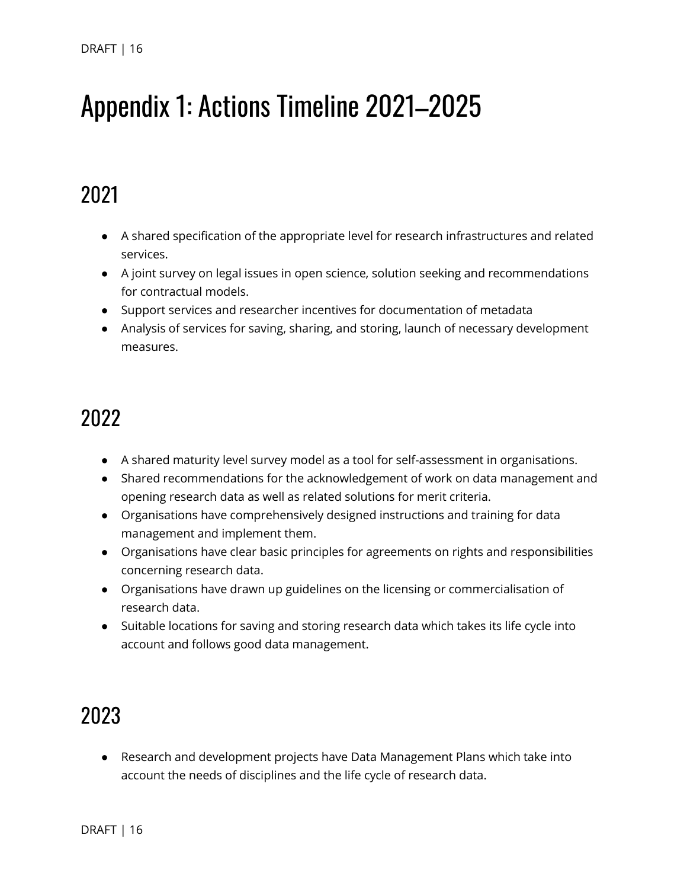# Appendix 1: Actions Timeline 2021–2025

## 2021

- A shared specification of the appropriate level for research infrastructures and related services.
- A joint survey on legal issues in open science, solution seeking and recommendations for contractual models.
- Support services and researcher incentives for documentation of metadata
- Analysis of services for saving, sharing, and storing, launch of necessary development measures.

## 2022

- A shared maturity level survey model as a tool for self-assessment in organisations.
- Shared recommendations for the acknowledgement of work on data management and opening research data as well as related solutions for merit criteria.
- Organisations have comprehensively designed instructions and training for data management and implement them.
- Organisations have clear basic principles for agreements on rights and responsibilities concerning research data.
- Organisations have drawn up guidelines on the licensing or commercialisation of research data.
- Suitable locations for saving and storing research data which takes its life cycle into account and follows good data management.

## 2023

- Research and development projects have Data Management Plans which take into account the needs of disciplines and the life cycle of research data.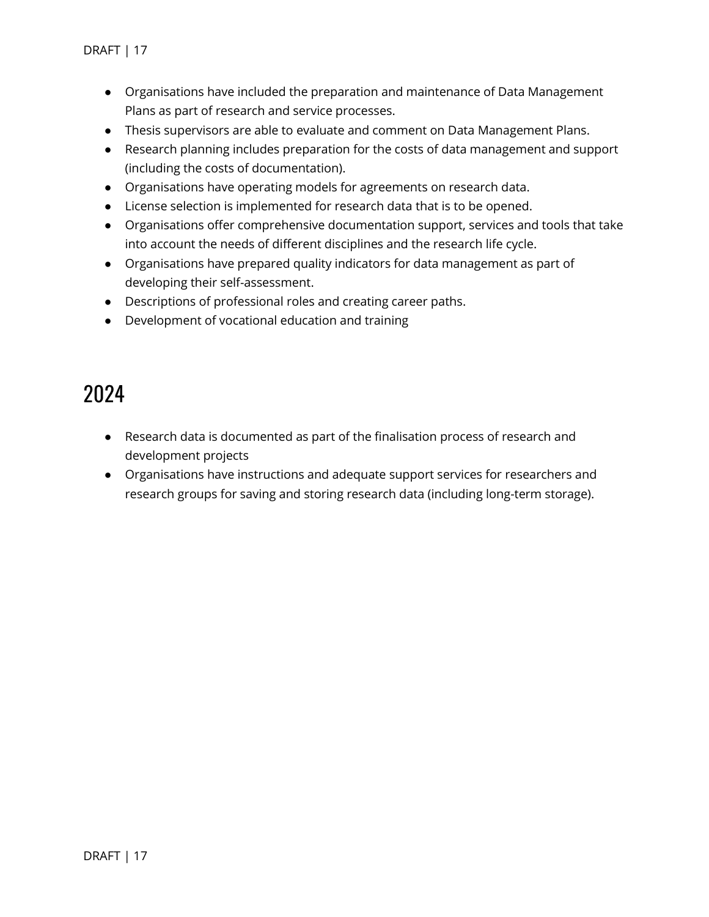- Organisations have included the preparation and maintenance of Data Management Plans as part of research and service processes.
- Thesis supervisors are able to evaluate and comment on Data Management Plans.
- Research planning includes preparation for the costs of data management and support (including the costs of documentation).
- Organisations have operating models for agreements on research data.
- License selection is implemented for research data that is to be opened.
- Organisations offer comprehensive documentation support, services and tools that take into account the needs of different disciplines and the research life cycle.
- Organisations have prepared quality indicators for data management as part of developing their self-assessment.
- Descriptions of professional roles and creating career paths.
- Development of vocational education and training

## 2024

- Research data is documented as part of the finalisation process of research and development projects
- Organisations have instructions and adequate support services for researchers and research groups for saving and storing research data (including long-term storage).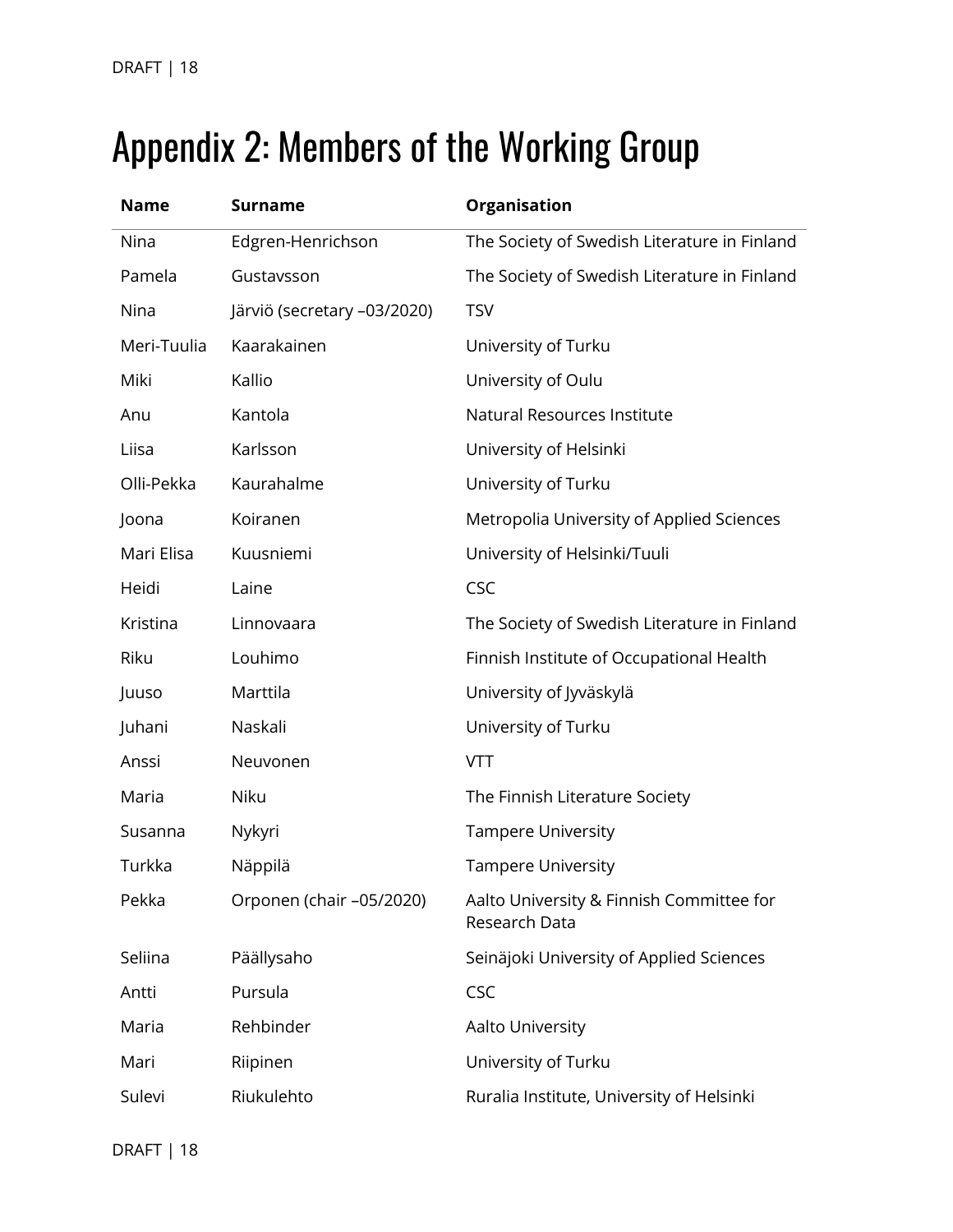# Appendix 2: Members of the Working Group

| Name | Surname | Organisation |
|---|---|---|
| Nina | Edgren-Henrichson | The Society of Swedish Literature in Finland |
| Pamela | Gustavsson | The Society of Swedish Literature in Finland |
| Nina | Järviö (secretary –03/2020) | TSV |
| Meri-Tuulia | Kaarakainen | University of Turku |
| Miki | Kallio | University of Oulu |
| Anu | Kantola | Natural Resources Institute |
| Liisa | Karlsson | University of Helsinki |
| Olli-Pekka | Kaurahalme | University of Turku |
| Joona | Koiranen | Metropolia University of Applied Sciences |
| Mari Elisa | Kuusniemi | University of Helsinki/Tuuli |
| Heidi | Laine | CSC |
| Kristina | Linnovaara | The Society of Swedish Literature in Finland |
| Riku | Louhimo | Finnish Institute of Occupational Health |
| Juuso | Marttila | University of Jyväskylä |
| Juhani | Naskali | University of Turku |
| Anssi | Neuvonen | VTT |
| Maria | Niku | The Finnish Literature Society |
| Susanna | Nykyri | Tampere University |
| Turkka | Näppilä | Tampere University |
| Pekka | Orponen (chair –05/2020) | Aalto University & Finnish Committee for Research Data |
| Seliina | Päällysaho | Seinäjoki University of Applied Sciences |
| Antti | Pursula | CSC |
| Maria | Rehbinder | Aalto University |
| Mari | Riipinen | University of Turku |
| Sulevi | Riukulehto | Ruralia Institute, University of Helsinki |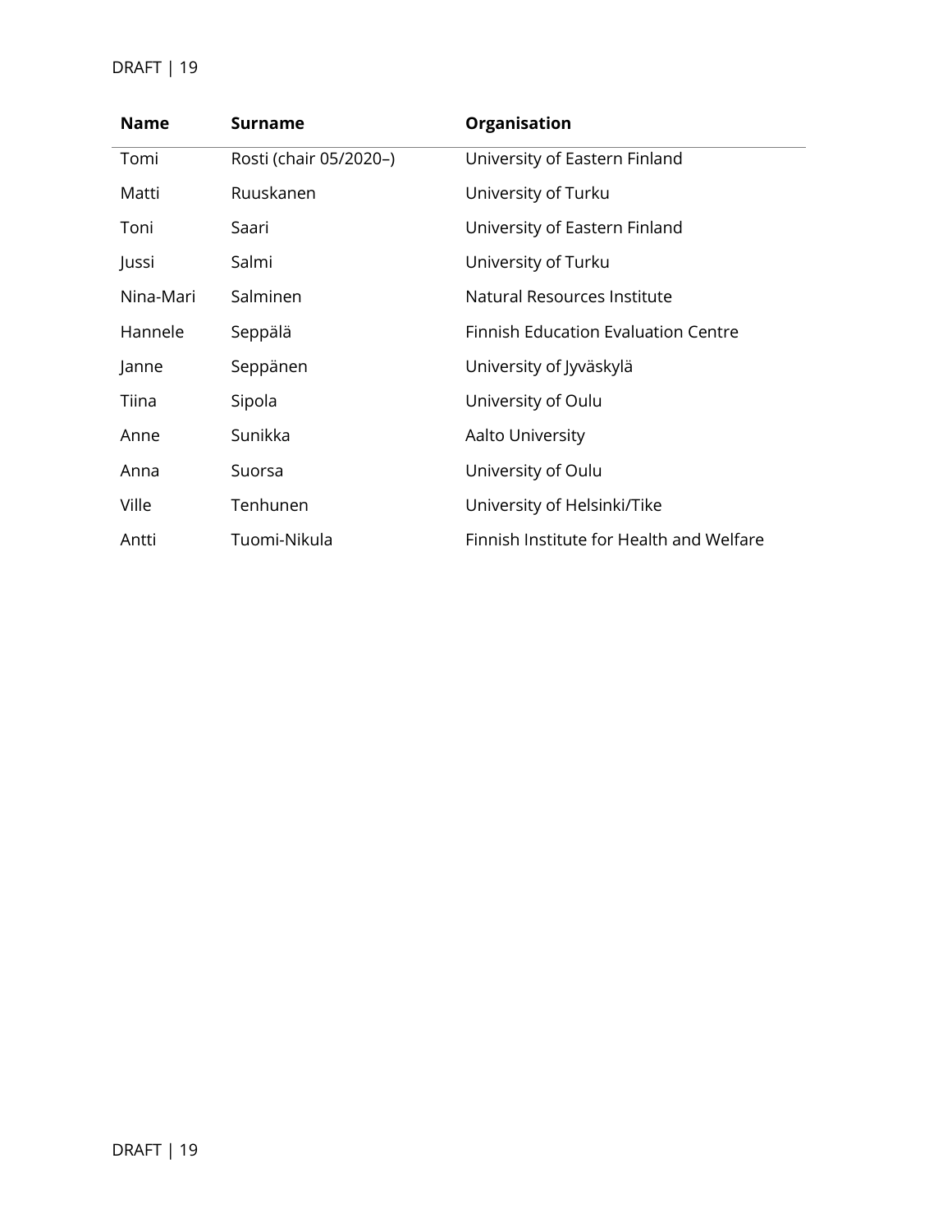| Name | Surname | Organisation |
|---|---|---|
| Tomi | Rosti (chair 05/2020–) | University of Eastern Finland |
| Matti | Ruuskanen | University of Turku |
| Toni | Saari | University of Eastern Finland |
| Jussi | Salmi | University of Turku |
| Nina-Mari | Salminen | Natural Resources Institute |
| Hannele | Seppälä | Finnish Education Evaluation Centre |
| Janne | Seppänen | University of Jyväskylä |
| Tiina | Sipola | University of Oulu |
| Anne | Sunikka | Aalto University |
| Anna | Suorsa | University of Oulu |
| Ville | Tenhunen | University of Helsinki/Tike |
| Antti | Tuomi-Nikula | Finnish Institute for Health and Welfare |